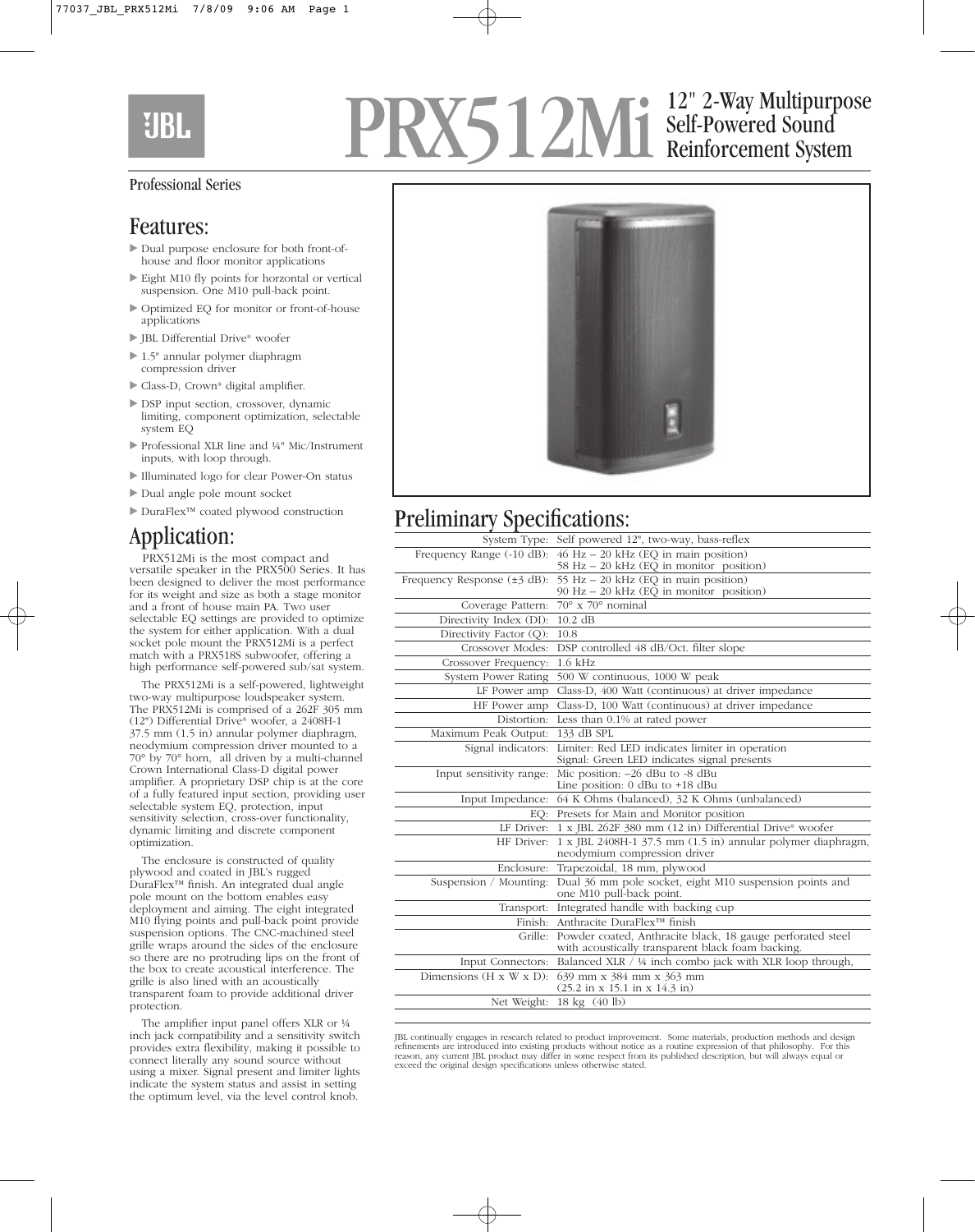# PRX512Mi

## 12" 2-Way Multipurpose Self-Powered Sound Reinforcement System

Professional Series

## Features:

- Dual purpose enclosure for both front-of-house and floor monitor applications
- Eight M10 fly points for horzontal or vertical suspension. One M10 pull-back point.
- Optimized EQ for monitor or front-of-house applications
- JBL Differential Drive® woofer
- 1.5" annular polymer diaphragm compression driver
- Class-D, Crown® digital amplifier.
- DSP input section, crossover, dynamic limiting, component optimization, selectable system EQ
- Professional XLR line and ¼" Mic/Instrument inputs, with loop through.
- Illuminated logo for clear Power-On status
- Dual angle pole mount socket
- DuraFlex™ coated plywood construction

## Application:

PRX512Mi is the most compact and versatile speaker in the PRX500 Series. It has been designed to deliver the most performance for its weight and size as both a stage monitor and a front of house main PA. Two user selectable EQ settings are provided to optimize the system for either application. With a dual socket pole mount the PRX512Mi is a perfect match with a PRX518S subwoofer, offering a high performance self-powered sub/sat system.

The PRX512Mi is a self-powered, lightweight two-way multipurpose loudspeaker system. The PRX512Mi is comprised of a 262F 305 mm (12") Differential Drive® woofer, a 2408H-1 37.5 mm (1.5 in) annular polymer diaphragm, neodymium compression driver mounted to a 70° by 70° horn, all driven by a multi-channel Crown International Class-D digital power amplifier. A proprietary DSP chip is at the core of a fully featured input section, providing user selectable system EQ, protection, input sensitivity selection, cross-over functionality, dynamic limiting and discrete component optimization.

The enclosure is constructed of quality plywood and coated in JBL's rugged DuraFlex™ finish. An integrated dual angle pole mount on the bottom enables easy deployment and aiming. The eight integrated M10 flying points and pull-back point provide suspension options. The CNC-machined steel grille wraps around the sides of the enclosure so there are no protruding lips on the front of the box to create acoustical interference. The grille is also lined with an acoustically transparent foam to provide additional driver protection.

The amplifier input panel offers XLR or ¼ inch jack compatibility and a sensitivity switch provides extra flexibility, making it possible to connect literally any sound source without using a mixer. Signal present and limiter lights indicate the system status and assist in setting the optimum level, via the level control knob.

## Preliminary Specifications:

| | |
|---|---|
| System Type: | Self powered 12", two-way, bass-reflex |
| Frequency Range (-10 dB): | 46 Hz – 20 kHz (EQ in main position)<br>58 Hz – 20 kHz (EQ in monitor position) |
| Frequency Response (±3 dB): | 55 Hz – 20 kHz (EQ in main position)<br>90 Hz – 20 kHz (EQ in monitor position) |
| Coverage Pattern: | 70° x 70° nominal |
| Directivity Index (DI): | 10.2 dB |
| Directivity Factor (Q): | 10.8 |
| Crossover Modes: | DSP controlled 48 dB/Oct. filter slope |
| Crossover Frequency: | 1.6 kHz |
| System Power Rating | 500 W continuous, 1000 W peak |
| LF Power amp | Class-D, 400 Watt (continuous) at driver impedance |
| HF Power amp | Class-D, 100 Watt (continuous) at driver impedance |
| Distortion: | Less than 0.1% at rated power |
| Maximum Peak Output: | 133 dB SPL |
| Signal indicators: | Limiter: Red LED indicates limiter in operation<br>Signal: Green LED indicates signal presents |
| Input sensitivity range: | Mic position: –26 dBu to -8 dBu<br>Line position: 0 dBu to +18 dBu |
| Input Impedance: | 64 K Ohms (balanced), 32 K Ohms (unbalanced) |
| EQ: | Presets for Main and Monitor position |
| LF Driver: | 1 x JBL 262F 380 mm (12 in) Differential Drive® woofer |
| HF Driver: | 1 x JBL 2408H-1 37.5 mm (1.5 in) annular polymer diaphragm, neodymium compression driver |
| Enclosure: | Trapezoidal, 18 mm, plywood |
| Suspension / Mounting: | Dual 36 mm pole socket, eight M10 suspension points and one M10 pull-back point. |
| Transport: | Integrated handle with backing cup |
| Finish: | Anthracite DuraFlex™ finish |
| Grille: | Powder coated, Anthracite black, 18 gauge perforated steel with acoustically transparent black foam backing. |
| Input Connectors: | Balanced XLR / ¼ inch combo jack with XLR loop through, |
| Dimensions (H x W x D): | 639 mm x 384 mm x 363 mm<br>(25.2 in x 15.1 in x 14.3 in) |
| Net Weight: | 18 kg (40 lb) |

JBL continually engages in research related to product improvement. Some materials, production methods and design refinements are introduced into existing products without notice as a routine expression of that philosophy. For this reason, any current JBL product may differ in some respect from its published description, but will always equal or exceed the original design specifications unless otherwise stated.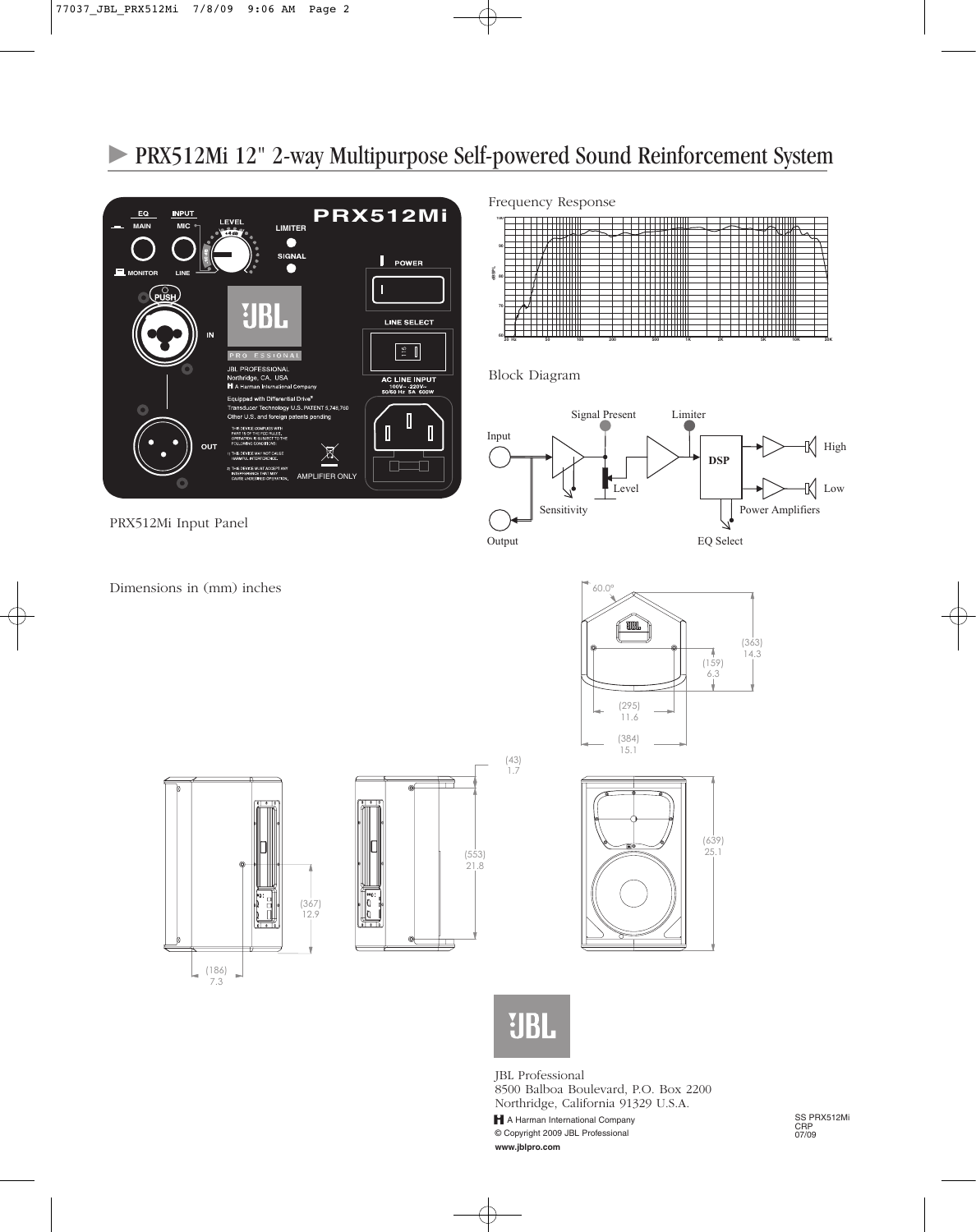# PRX512Mi 12" 2-way Multipurpose Self-powered Sound Reinforcement System

EQ
MAIN
MONITOR
INPUT
MIC
LINE
LEVEL
LIMITER
SIGNAL
PRX512Mi
PUSH
IN
OUT
POWER
LINE SELECT
115
AC LINE INPUT
100V~ -220V~
50/60 Hz 5A 600W

JBL PROFESSIONAL
Northridge, CA, USA
A Harman International Company
Equipped with Differential Drive®
Transducer Technology U.S. PATENT 5,748,760
Other U.S. and foreign patents pending

THIS DEVICE COMPLIES WITH PART 15 OF THE FCC RULES. OPERATION IS SUBJECT TO THE FOLLOWING CONDITIONS:
1) THIS DEVICE MAY NOT CAUSE HARMFUL INTERFERENCE.
2) THIS DEVICE MUST ACCEPT ANY INTERFERENCE THAT MAY CAUSE UNDESIRED OPERATION.

AMPLIFIER ONLY

PRX512Mi Input Panel

Frequency Response

dB(SPL)
100
90
80
70
60
20 Hz 50 100 200 500 1K 2K 5K 10K 20K

Block Diagram

Input
Signal Present
Limiter
Level
Sensitivity
DSP
High
Low
Power Amplifiers
Output
EQ Select

Dimensions in (mm) inches

60.0°
(363) 14.3
(159) 6.3
(295) 11.6
(384) 15.1
(43) 1.7
(553) 21.8
(639) 25.1
(367) 12.9
(186) 7.3

JBL Professional
8500 Balboa Boulevard, P.O. Box 2200
Northridge, California 91329 U.S.A.

A Harman International Company
© Copyright 2009 JBL Professional
www.jblpro.com

SS PRX512Mi
CRP
07/09